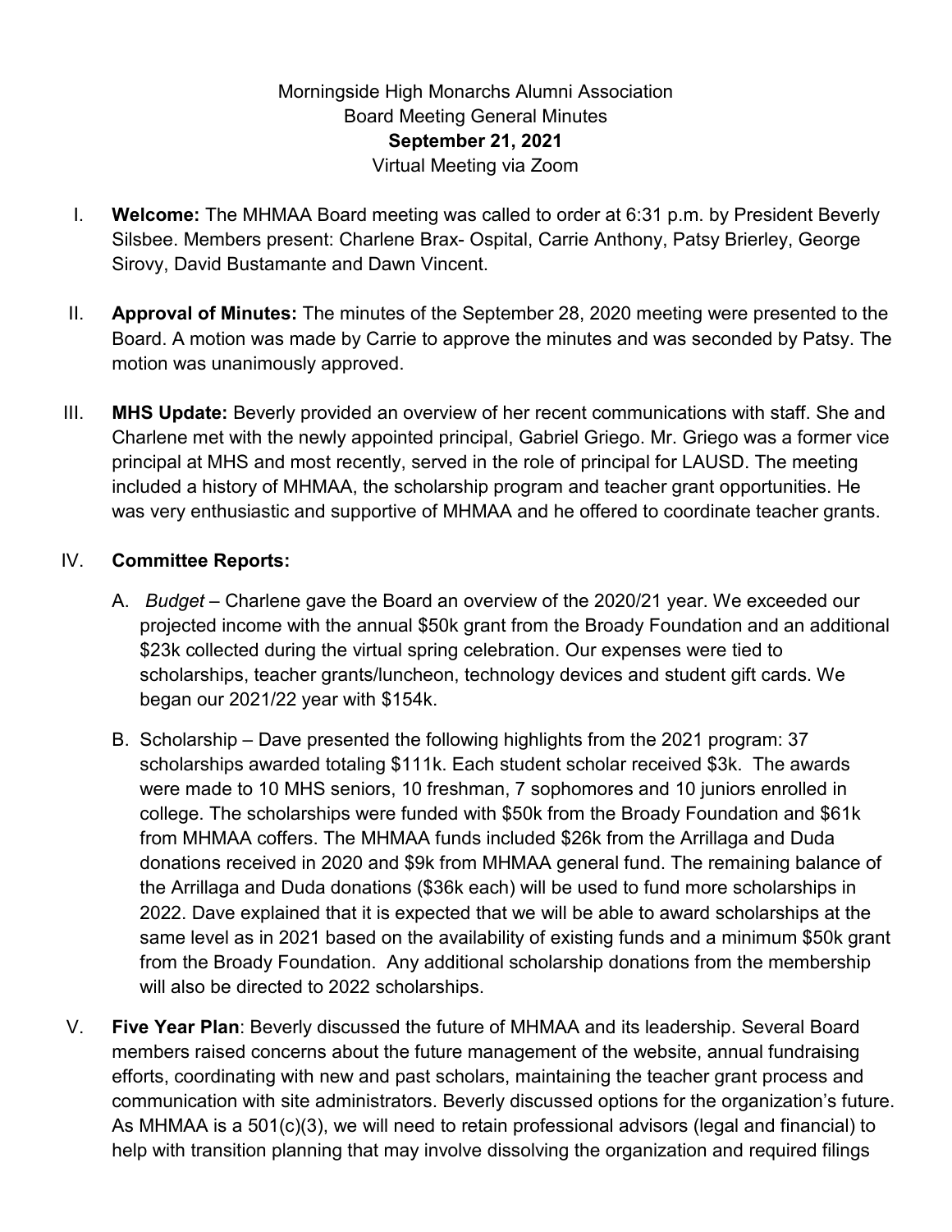Morningside High Monarchs Alumni Association
Board Meeting General Minutes
**September 21, 2021**
Virtual Meeting via Zoom

I. **Welcome:** The MHMAA Board meeting was called to order at 6:31 p.m. by President Beverly Silsbee. Members present: Charlene Brax- Ospital, Carrie Anthony, Patsy Brierley, George Sirovy, David Bustamante and Dawn Vincent.

II. **Approval of Minutes:** The minutes of the September 28, 2020 meeting were presented to the Board. A motion was made by Carrie to approve the minutes and was seconded by Patsy. The motion was unanimously approved.

III. **MHS Update:** Beverly provided an overview of her recent communications with staff. She and Charlene met with the newly appointed principal, Gabriel Griego. Mr. Griego was a former vice principal at MHS and most recently, served in the role of principal for LAUSD. The meeting included a history of MHMAA, the scholarship program and teacher grant opportunities. He was very enthusiastic and supportive of MHMAA and he offered to coordinate teacher grants.

IV. **Committee Reports:**

A. *Budget* – Charlene gave the Board an overview of the 2020/21 year. We exceeded our projected income with the annual $50k grant from the Broady Foundation and an additional $23k collected during the virtual spring celebration. Our expenses were tied to scholarships, teacher grants/luncheon, technology devices and student gift cards. We began our 2021/22 year with $154k.

B. Scholarship – Dave presented the following highlights from the 2021 program: 37 scholarships awarded totaling $111k. Each student scholar received $3k. The awards were made to 10 MHS seniors, 10 freshman, 7 sophomores and 10 juniors enrolled in college. The scholarships were funded with $50k from the Broady Foundation and $61k from MHMAA coffers. The MHMAA funds included $26k from the Arrillaga and Duda donations received in 2020 and $9k from MHMAA general fund. The remaining balance of the Arrillaga and Duda donations ($36k each) will be used to fund more scholarships in 2022. Dave explained that it is expected that we will be able to award scholarships at the same level as in 2021 based on the availability of existing funds and a minimum $50k grant from the Broady Foundation. Any additional scholarship donations from the membership will also be directed to 2022 scholarships.

V. **Five Year Plan**: Beverly discussed the future of MHMAA and its leadership. Several Board members raised concerns about the future management of the website, annual fundraising efforts, coordinating with new and past scholars, maintaining the teacher grant process and communication with site administrators. Beverly discussed options for the organization's future. As MHMAA is a 501(c)(3), we will need to retain professional advisors (legal and financial) to help with transition planning that may involve dissolving the organization and required filings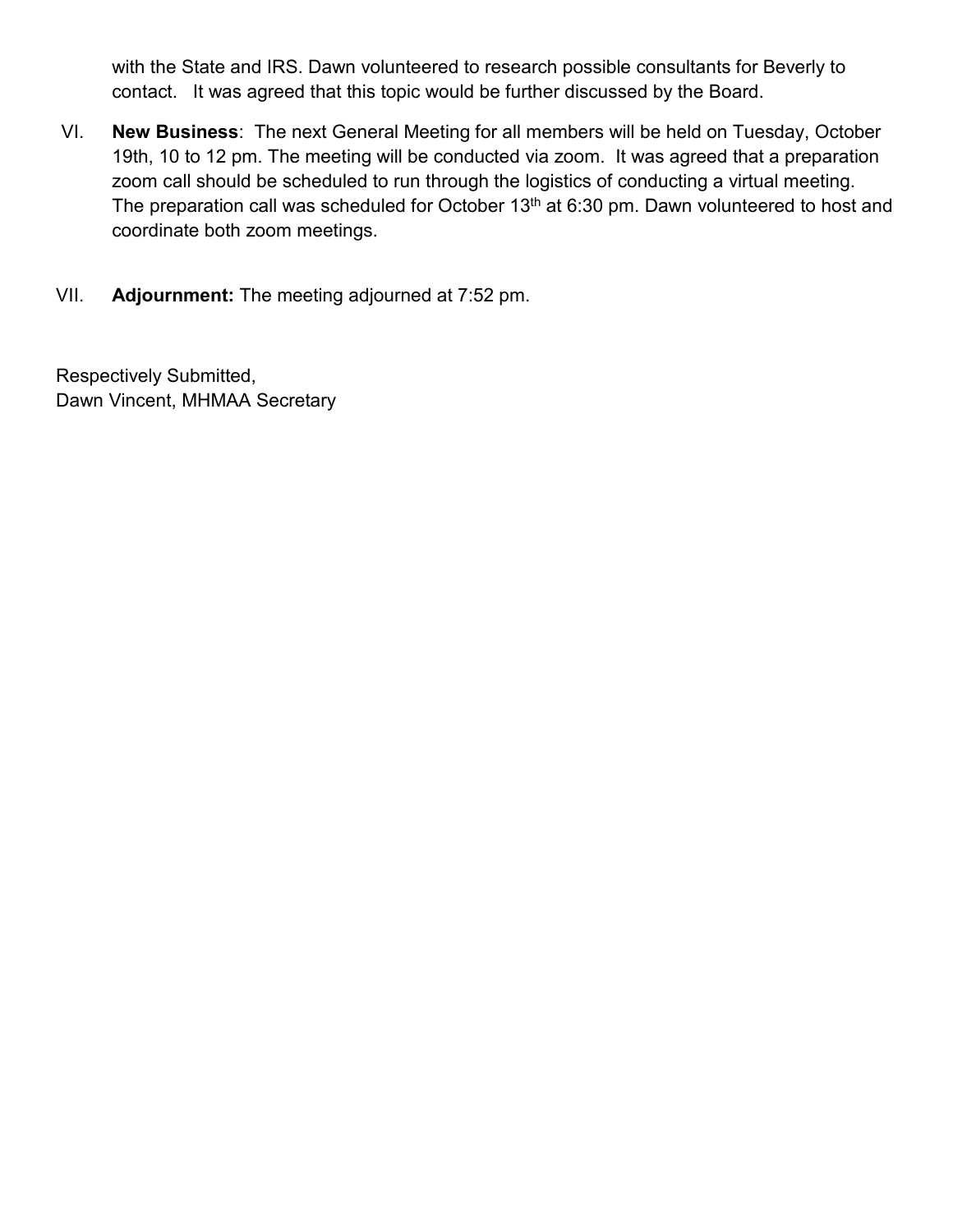with the State and IRS. Dawn volunteered to research possible consultants for Beverly to contact. It was agreed that this topic would be further discussed by the Board.

VI. **New Business**: The next General Meeting for all members will be held on Tuesday, October 19th, 10 to 12 pm. The meeting will be conducted via zoom. It was agreed that a preparation zoom call should be scheduled to run through the logistics of conducting a virtual meeting. The preparation call was scheduled for October 13th at 6:30 pm. Dawn volunteered to host and coordinate both zoom meetings.

VII. **Adjournment:** The meeting adjourned at 7:52 pm.

Respectively Submitted,
Dawn Vincent, MHMAA Secretary